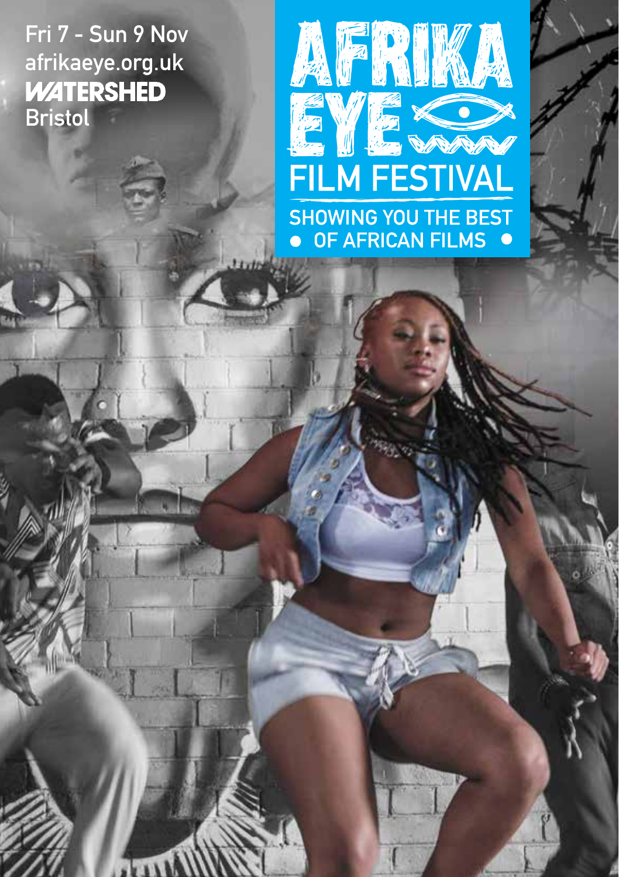Fri 7 - Sun 9 Nov
afrikaeye.org.uk
**WATERSHED**
Bristol

# AFRIKA EYE

## FILM FESTIVAL

SHOWING YOU THE BEST
• OF AFRICAN FILMS •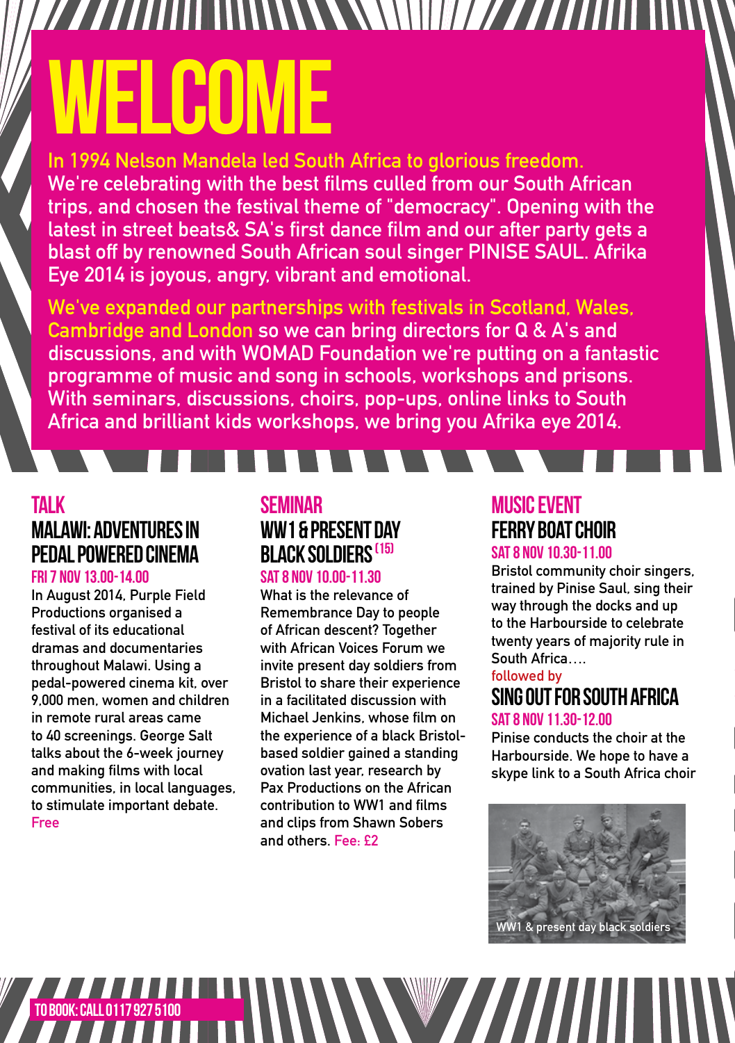# WELCOME

In 1994 Nelson Mandela led South Africa to glorious freedom. We're celebrating with the best films culled from our South African trips, and chosen the festival theme of "democracy". Opening with the latest in street beats& SA's first dance film and our after party gets a blast off by renowned South African soul singer PINISE SAUL. Afrika Eye 2014 is joyous, angry, vibrant and emotional.

We've expanded our partnerships with festivals in Scotland, Wales, Cambridge and London so we can bring directors for Q & A's and discussions, and with WOMAD Foundation we're putting on a fantastic programme of music and song in schools, workshops and prisons. With seminars, discussions, choirs, pop-ups, online links to South Africa and brilliant kids workshops, we bring you Afrika eye 2014.

## TALK

### MALAWI: ADVENTURES IN PEDAL POWERED CINEMA

**FRI 7 NOV 13.00-14.00**

In August 2014, Purple Field Productions organised a festival of its educational dramas and documentaries throughout Malawi. Using a pedal-powered cinema kit, over 9,000 men, women and children in remote rural areas came to 40 screenings. George Salt talks about the 6-week journey and making films with local communities, in local languages, to stimulate important debate. Free

## SEMINAR

### WW1 & PRESENT DAY BLACK SOLDIERS (15)

**SAT 8 NOV 10.00-11.30**

What is the relevance of Remembrance Day to people of African descent? Together with African Voices Forum we invite present day soldiers from Bristol to share their experience in a facilitated discussion with Michael Jenkins, whose film on the experience of a black Bristol-based soldier gained a standing ovation last year, research by Pax Productions on the African contribution to WW1 and films and clips from Shawn Sobers and others. Fee: £2

## MUSIC EVENT

### FERRY BOAT CHOIR

**SAT 8 NOV 10.30-11.00**

Bristol community choir singers, trained by Pinise Saul, sing their way through the docks and up to the Harbourside to celebrate twenty years of majority rule in South Africa….

followed by

### SING OUT FOR SOUTH AFRICA

**SAT 8 NOV 11.30-12.00**

Pinise conducts the choir at the Harbourside. We hope to have a skype link to a South Africa choir

WW1 & present day black soldiers

**TO BOOK: CALL 0117 927 5100**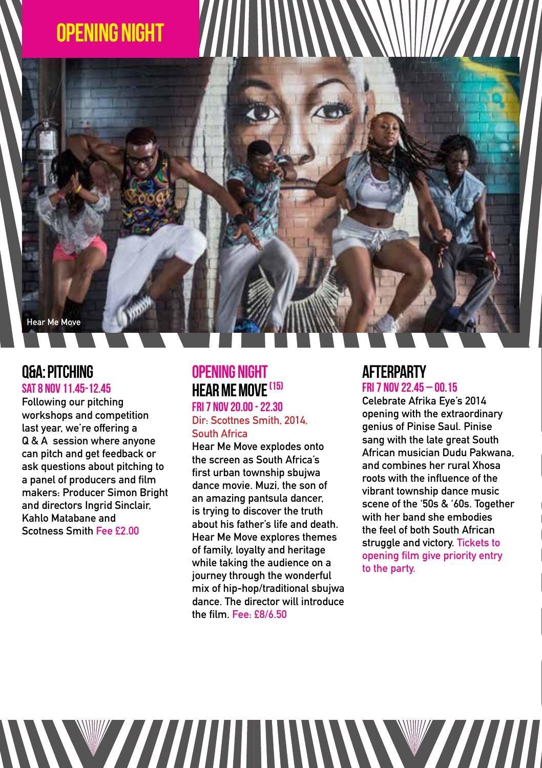# OPENING NIGHT

Hear Me Move

## Q&A: PITCHING

### SAT 8 NOV 11.45-12.45

Following our pitching workshops and competition last year, we're offering a Q & A session where anyone can pitch and get feedback or ask questions about pitching to a panel of producers and film makers: Producer Simon Bright and directors Ingrid Sinclair, Kahlo Matabane and Scotness Smith Fee £2.00

## OPENING NIGHT HEAR ME MOVE (15)

### FRI 7 NOV 20.00 - 22.30

Dir: Scottnes Smith, 2014, South Africa

Hear Me Move explodes onto the screen as South Africa's first urban township sbujwa dance movie. Muzi, the son of an amazing pantsula dancer, is trying to discover the truth about his father's life and death. Hear Me Move explores themes of family, loyalty and heritage while taking the audience on a journey through the wonderful mix of hip-hop/traditional sbujwa dance. The director will introduce the film. Fee: £8/6.50

## AFTERPARTY

### FRI 7 NOV 22.45 – 00.15

Celebrate Afrika Eye's 2014 opening with the extraordinary genius of Pinise Saul. Pinise sang with the late great South African musician Dudu Pakwana, and combines her rural Xhosa roots with the influence of the vibrant township dance music scene of the '50s & '60s. Together with her band she embodies the feel of both South African struggle and victory. Tickets to opening film give priority entry to the party.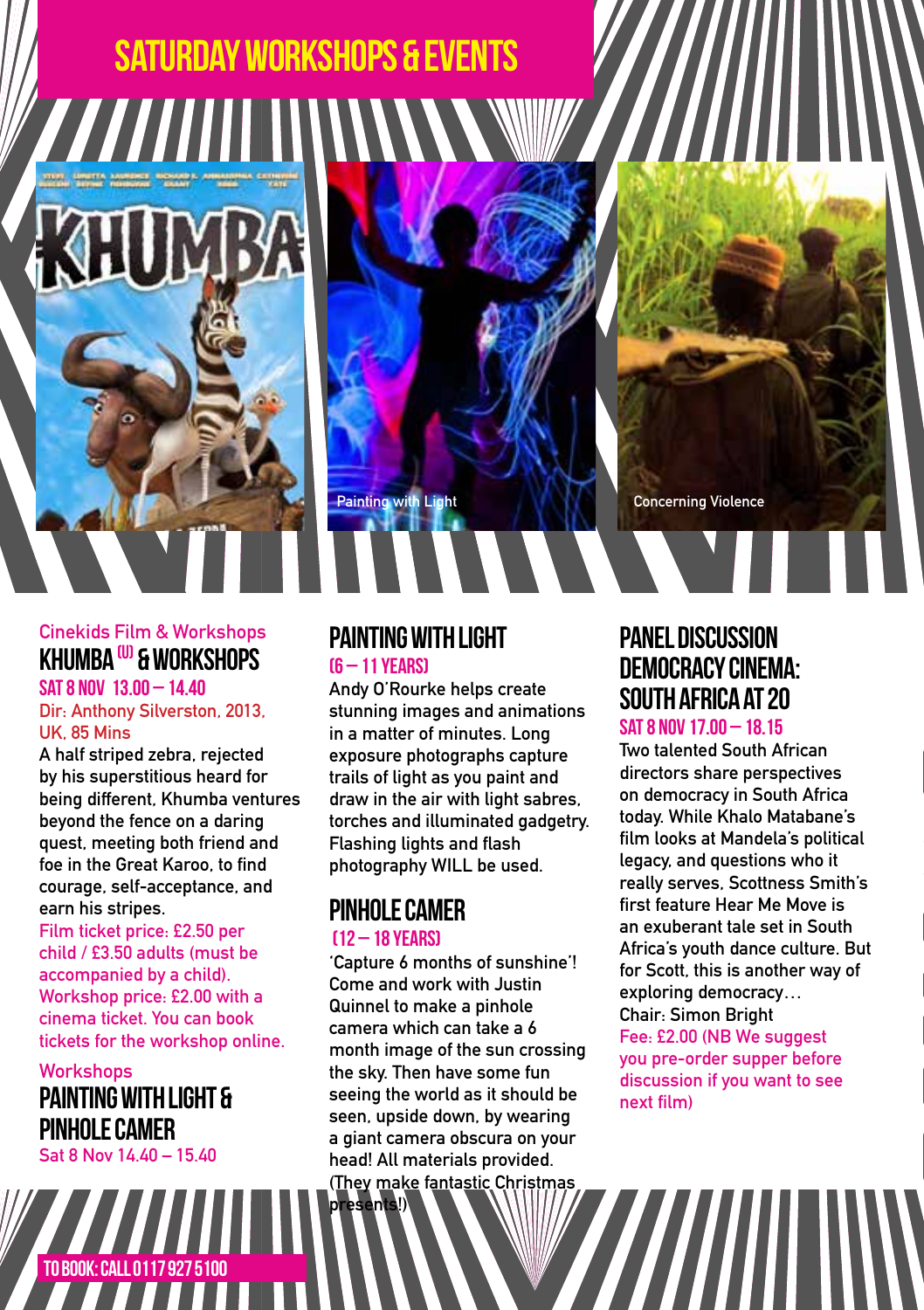# SATURDAY WORKSHOPS & EVENTS

Painting with Light

Concerning Violence

Cinekids Film & Workshops

## KHUMBA (U) & WORKSHOPS

**SAT 8 NOV 13.00 – 14.40**

Dir: Anthony Silverston, 2013, UK, 85 Mins

A half striped zebra, rejected by his superstitious heard for being different, Khumba ventures beyond the fence on a daring quest, meeting both friend and foe in the Great Karoo, to find courage, self-acceptance, and earn his stripes.

Film ticket price: £2.50 per child / £3.50 adults (must be accompanied by a child). Workshop price: £2.00 with a cinema ticket. You can book tickets for the workshop online.

Workshops

## PAINTING WITH LIGHT & PINHOLE CAMER

Sat 8 Nov 14.40 – 15.40

## PAINTING WITH LIGHT

**(6 – 11 YEARS)**

Andy O'Rourke helps create stunning images and animations in a matter of minutes. Long exposure photographs capture trails of light as you paint and draw in the air with light sabres, torches and illuminated gadgetry. Flashing lights and flash photography WILL be used.

## PINHOLE CAMER

**(12 – 18 YEARS)**

'Capture 6 months of sunshine'! Come and work with Justin Quinnel to make a pinhole camera which can take a 6 month image of the sun crossing the sky. Then have some fun seeing the world as it should be seen, upside down, by wearing a giant camera obscura on your head! All materials provided. (They make fantastic Christmas presents!)

## PANEL DISCUSSION DEMOCRACY CINEMA: SOUTH AFRICA AT 20

**SAT 8 NOV 17.00 – 18.15**

Two talented South African directors share perspectives on democracy in South Africa today. While Khalo Matabane's film looks at Mandela's political legacy, and questions who it really serves, Scottness Smith's first feature Hear Me Move is an exuberant tale set in South Africa's youth dance culture. But for Scott, this is another way of exploring democracy…

Chair: Simon Bright

Fee: £2.00 (NB We suggest you pre-order supper before discussion if you want to see next film)

**TO BOOK: CALL 0117 927 5100**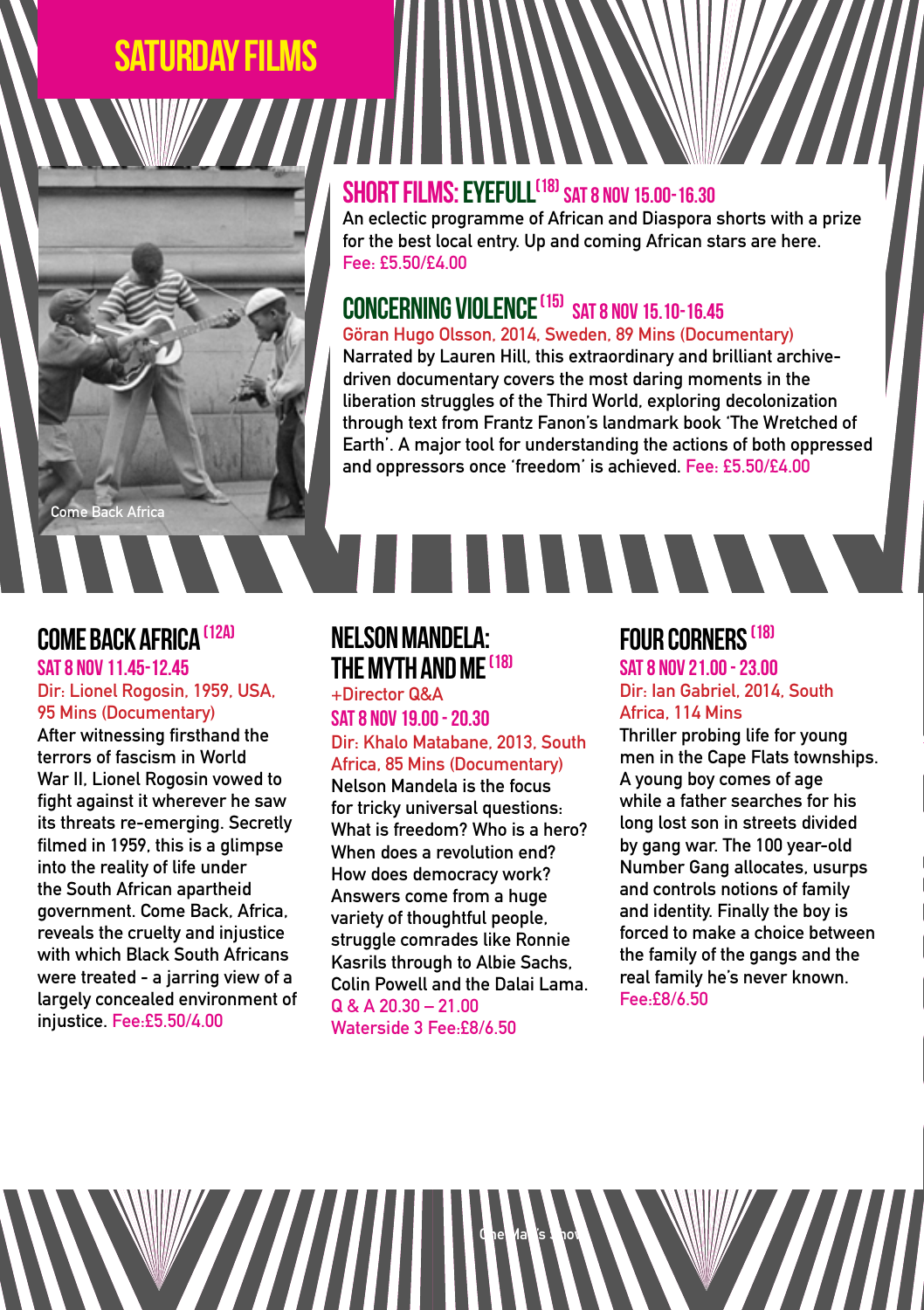# SATURDAY FILMS

## SHORT FILMS: EYEFULL (18) SAT 8 NOV 15.00-16.30

An eclectic programme of African and Diaspora shorts with a prize for the best local entry. Up and coming African stars are here. Fee: £5.50/£4.00

## CONCERNING VIOLENCE (15) SAT 8 NOV 15.10-16.45

Göran Hugo Olsson, 2014, Sweden, 89 Mins (Documentary)

Narrated by Lauren Hill, this extraordinary and brilliant archive-driven documentary covers the most daring moments in the liberation struggles of the Third World, exploring decolonization through text from Frantz Fanon's landmark book 'The Wretched of Earth'. A major tool for understanding the actions of both oppressed and oppressors once 'freedom' is achieved. Fee: £5.50/£4.00

Come Back Africa

## COME BACK AFRICA (12A)

**SAT 8 NOV 11.45-12.45**

Dir: Lionel Rogosin, 1959, USA, 95 Mins (Documentary)

After witnessing firsthand the terrors of fascism in World War II, Lionel Rogosin vowed to fight against it wherever he saw its threats re-emerging. Secretly filmed in 1959, this is a glimpse into the reality of life under the South African apartheid government. Come Back, Africa, reveals the cruelty and injustice with which Black South Africans were treated - a jarring view of a largely concealed environment of injustice. Fee:£5.50/4.00

## NELSON MANDELA: THE MYTH AND ME (18)

+Director Q&A

**SAT 8 NOV 19.00 - 20.30**

Dir: Khalo Matabane, 2013, South Africa, 85 Mins (Documentary)

Nelson Mandela is the focus for tricky universal questions: What is freedom? Who is a hero? When does a revolution end? How does democracy work? Answers come from a huge variety of thoughtful people, struggle comrades like Ronnie Kasrils through to Albie Sachs, Colin Powell and the Dalai Lama.

Q & A 20.30 – 21.00

Waterside 3 Fee:£8/6.50

## FOUR CORNERS (18)

**SAT 8 NOV 21.00 - 23.00**

Dir: Ian Gabriel, 2014, South Africa, 114 Mins

Thriller probing life for young men in the Cape Flats townships. A young boy comes of age while a father searches for his long lost son in streets divided by gang war. The 100 year-old Number Gang allocates, usurps and controls notions of family and identity. Finally the boy is forced to make a choice between the family of the gangs and the real family he's never known. Fee:£8/6.50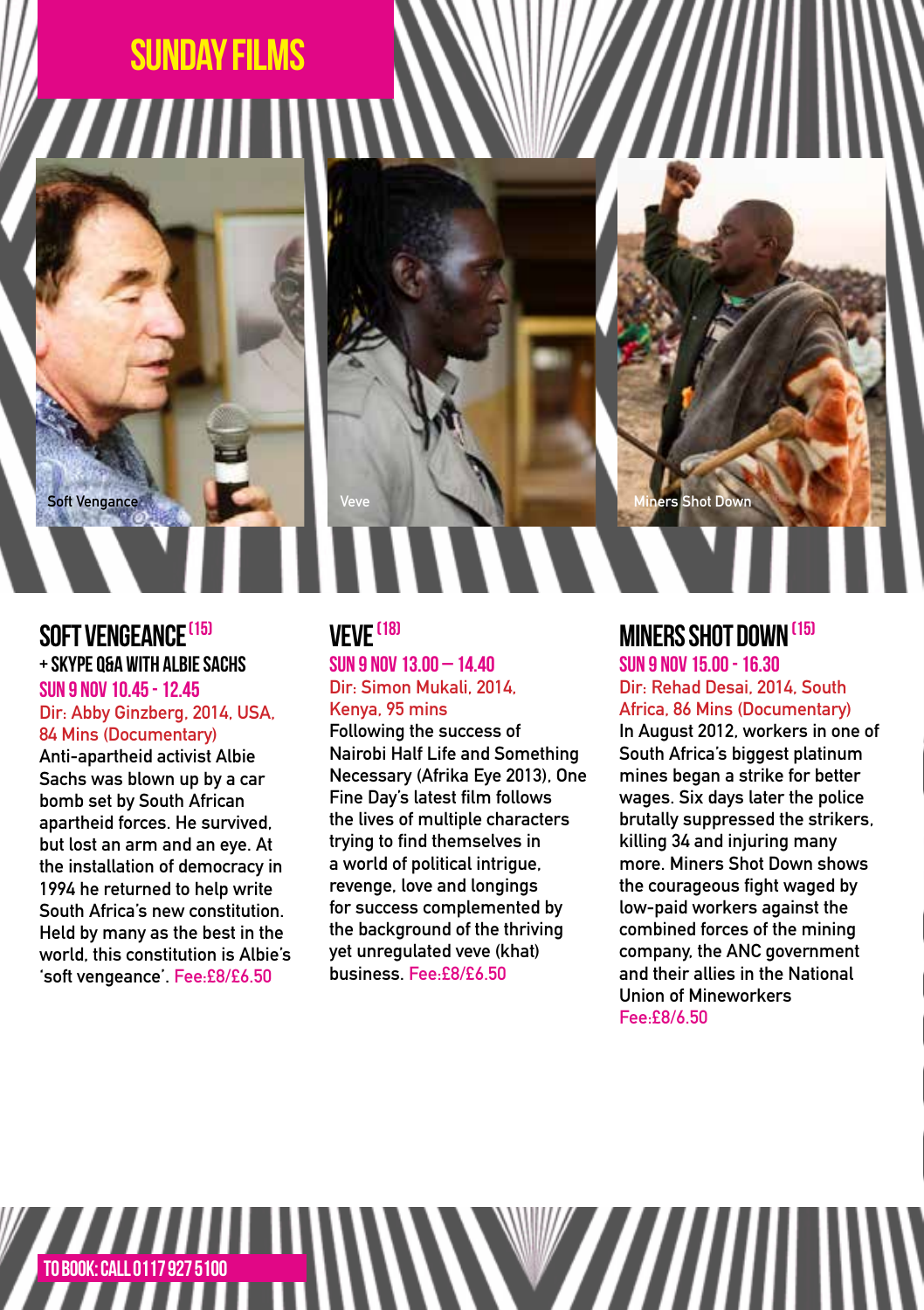# SUNDAY FILMS

Soft Vengance

Veve

Miners Shot Down

## SOFT VENGEANCE (15)

### + SKYPE Q&A WITH ALBIE SACHS

**SUN 9 NOV 10.45 - 12.45**

Dir: Abby Ginzberg, 2014, USA, 84 Mins (Documentary)

Anti-apartheid activist Albie Sachs was blown up by a car bomb set by South African apartheid forces. He survived, but lost an arm and an eye. At the installation of democracy in 1994 he returned to help write South Africa's new constitution. Held by many as the best in the world, this constitution is Albie's 'soft vengeance'. Fee:£8/£6.50

## VEVE (18)

**SUN 9 NOV 13.00 – 14.40**

Dir: Simon Mukali, 2014, Kenya, 95 mins

Following the success of Nairobi Half Life and Something Necessary (Afrika Eye 2013), One Fine Day's latest film follows the lives of multiple characters trying to find themselves in a world of political intrigue, revenge, love and longings for success complemented by the background of the thriving yet unregulated veve (khat) business. Fee:£8/£6.50

## MINERS SHOT DOWN (15)

**SUN 9 NOV 15.00 - 16.30**

Dir: Rehad Desai, 2014, South Africa, 86 Mins (Documentary)

In August 2012, workers in one of South Africa's biggest platinum mines began a strike for better wages. Six days later the police brutally suppressed the strikers, killing 34 and injuring many more. Miners Shot Down shows the courageous fight waged by low-paid workers against the combined forces of the mining company, the ANC government and their allies in the National Union of Mineworkers

Fee:£8/6.50

**TO BOOK: CALL 0117 927 5100**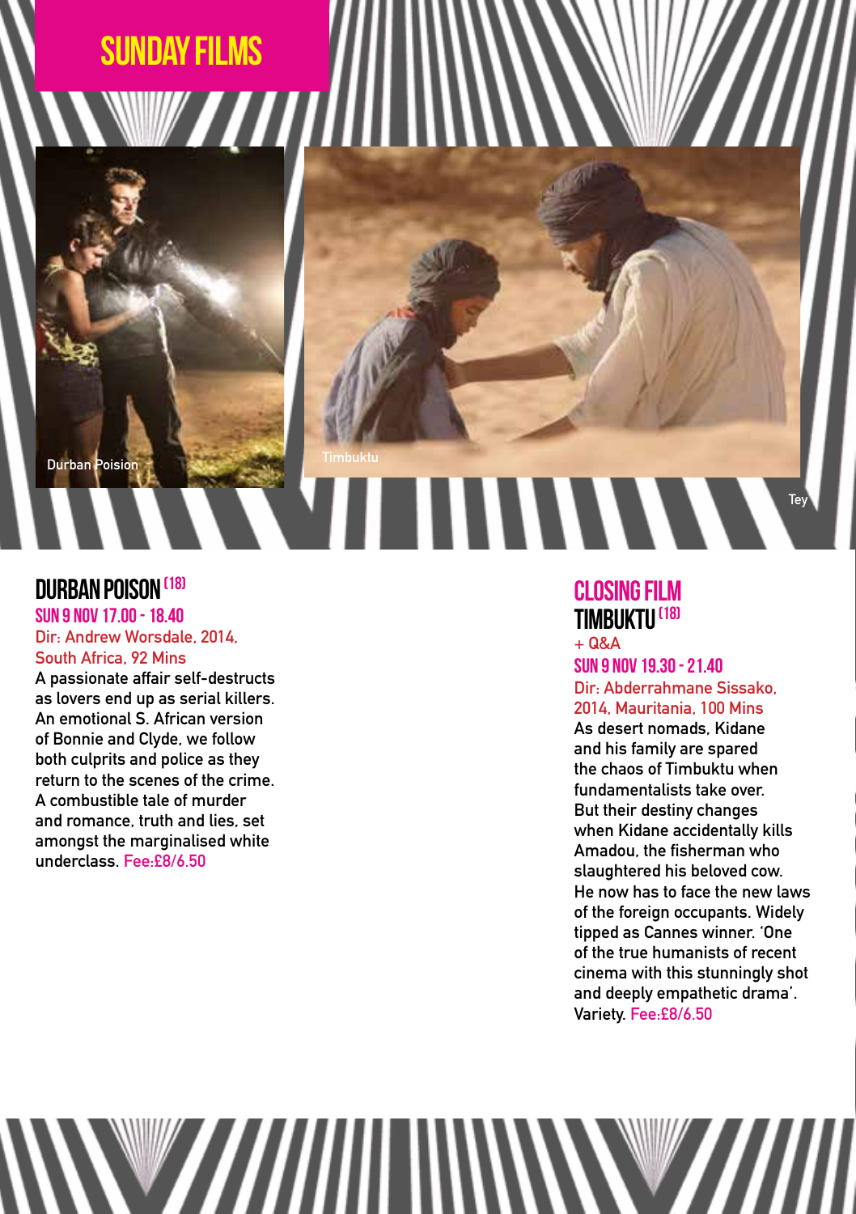# SUNDAY FILMS

Durban Poision

Timbuktu

Tey

## DURBAN POISON (18)

**SUN 9 NOV 17.00 - 18.40**

Dir: Andrew Worsdale, 2014, South Africa, 92 Mins

A passionate affair self-destructs as lovers end up as serial killers. An emotional S. African version of Bonnie and Clyde, we follow both culprits and police as they return to the scenes of the crime. A combustible tale of murder and romance, truth and lies, set amongst the marginalised white underclass. Fee:£8/6.50

## CLOSING FILM
## TIMBUKTU (18)

+ Q&A

**SUN 9 NOV 19.30 - 21.40**

Dir: Abderrahmane Sissako, 2014, Mauritania, 100 Mins

As desert nomads, Kidane and his family are spared the chaos of Timbuktu when fundamentalists take over. But their destiny changes when Kidane accidentally kills Amadou, the fisherman who slaughtered his beloved cow. He now has to face the new laws of the foreign occupants. Widely tipped as Cannes winner. 'One of the true humanists of recent cinema with this stunningly shot and deeply empathetic drama'. Variety. Fee:£8/6.50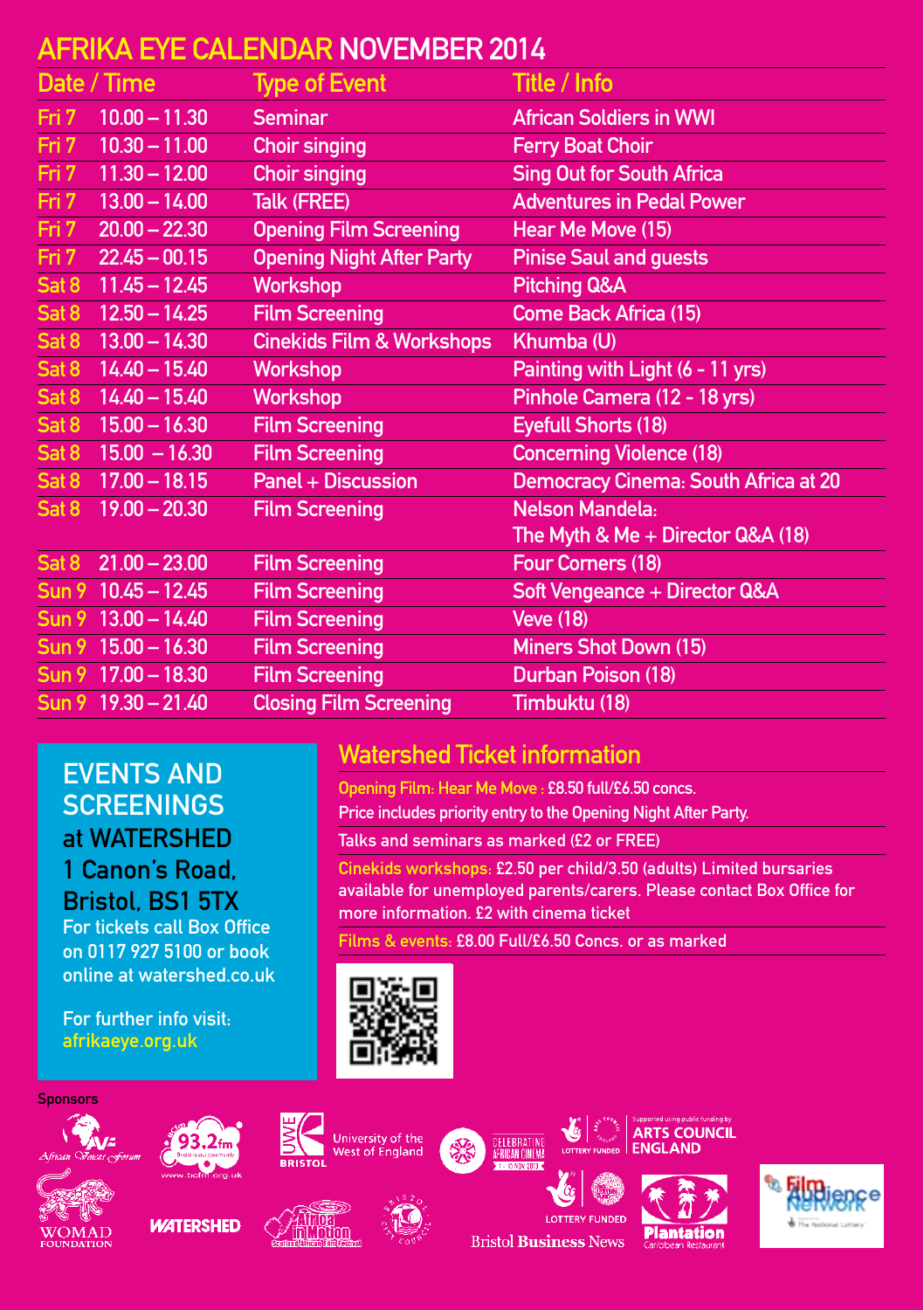# AFRIKA EYE CALENDAR NOVEMBER 2014

| Date / Time | | Type of Event | Title / Info |
|---|---|---|---|
| Fri 7 | 10.00 – 11.30 | Seminar | African Soldiers in WWI |
| Fri 7 | 10.30 – 11.00 | Choir singing | Ferry Boat Choir |
| Fri 7 | 11.30 – 12.00 | Choir singing | Sing Out for South Africa |
| Fri 7 | 13.00 – 14.00 | Talk (FREE) | Adventures in Pedal Power |
| Fri 7 | 20.00 – 22.30 | Opening Film Screening | Hear Me Move (15) |
| Fri 7 | 22.45 – 00.15 | Opening Night After Party | Pinise Saul and guests |
| Sat 8 | 11.45 – 12.45 | Workshop | Pitching Q&A |
| Sat 8 | 12.50 – 14.25 | Film Screening | Come Back Africa (15) |
| Sat 8 | 13.00 – 14.30 | Cinekids Film & Workshops | Khumba (U) |
| Sat 8 | 14.40 – 15.40 | Workshop | Painting with Light (6 - 11 yrs) |
| Sat 8 | 14.40 – 15.40 | Workshop | Pinhole Camera (12 - 18 yrs) |
| Sat 8 | 15.00 – 16.30 | Film Screening | Eyefull Shorts (18) |
| Sat 8 | 15.00 – 16.30 | Film Screening | Concerning Violence (18) |
| Sat 8 | 17.00 – 18.15 | Panel + Discussion | Democracy Cinema: South Africa at 20 |
| Sat 8 | 19.00 – 20.30 | Film Screening | Nelson Mandela: The Myth & Me + Director Q&A (18) |
| Sat 8 | 21.00 – 23.00 | Film Screening | Four Corners (18) |
| Sun 9 | 10.45 – 12.45 | Film Screening | Soft Vengeance + Director Q&A |
| Sun 9 | 13.00 – 14.40 | Film Screening | Veve (18) |
| Sun 9 | 15.00 – 16.30 | Film Screening | Miners Shot Down (15) |
| Sun 9 | 17.00 – 18.30 | Film Screening | Durban Poison (18) |
| Sun 9 | 19.30 – 21.40 | Closing Film Screening | Timbuktu (18) |

## EVENTS AND SCREENINGS at WATERSHED

1 Canon's Road, Bristol, BS1 5TX

For tickets call Box Office on 0117 927 5100 or book online at watershed.co.uk

For further info visit: afrikaeye.org.uk

## Watershed Ticket information

Opening Film: Hear Me Move : £8.50 full/£6.50 concs.
Price includes priority entry to the Opening Night After Party.

Talks and seminars as marked (£2 or FREE)

Cinekids workshops: £2.50 per child/3.50 (adults) Limited bursaries available for unemployed parents/carers. Please contact Box Office for more information. £2 with cinema ticket

Films & events: £8.00 Full/£6.50 Concs. or as marked

**Sponsors**

African Voices Forum · 93.2fm Bristol's soul community www.bcfm.org.uk · University of the West of England UWE Bristol · Celebrating African Cinema · Lottery Funded · Supported using public funding by Arts Council England · Film Audience Network · The National Lottery · WOMAD Foundation · Watershed · Africa in Motion · Bristol City Council · Lottery Funded · Bristol Business News · Plantation Caribbean Restaurant